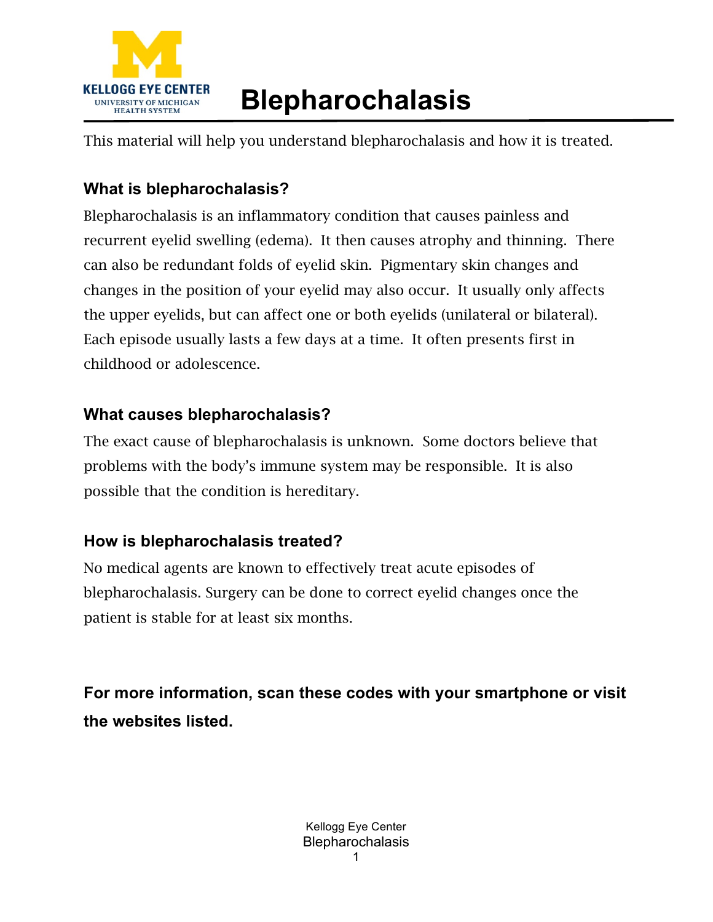# Blepharochalasis

This material will help you understand blepharochalasis and how it is treated.

## What is blepharochalasis?

Blepharochalasis is an inflammatory condition that causes painless and recurrent eyelid swelling (edema). It then causes atrophy and thinning. There can also be redundant folds of eyelid skin. Pigmentary skin changes and changes in the position of your eyelid may also occur. It usually only affects the upper eyelids, but can affect one or both eyelids (unilateral or bilateral). Each episode usually lasts a few days at a time. It often presents first in childhood or adolescence.

## What causes blepharochalasis?

The exact cause of blepharochalasis is unknown. Some doctors believe that problems with the body's immune system may be responsible. It is also possible that the condition is hereditary.

## How is blepharochalasis treated?

No medical agents are known to effectively treat acute episodes of blepharochalasis. Surgery can be done to correct eyelid changes once the patient is stable for at least six months.

**For more information, scan these codes with your smartphone or visit the websites listed.**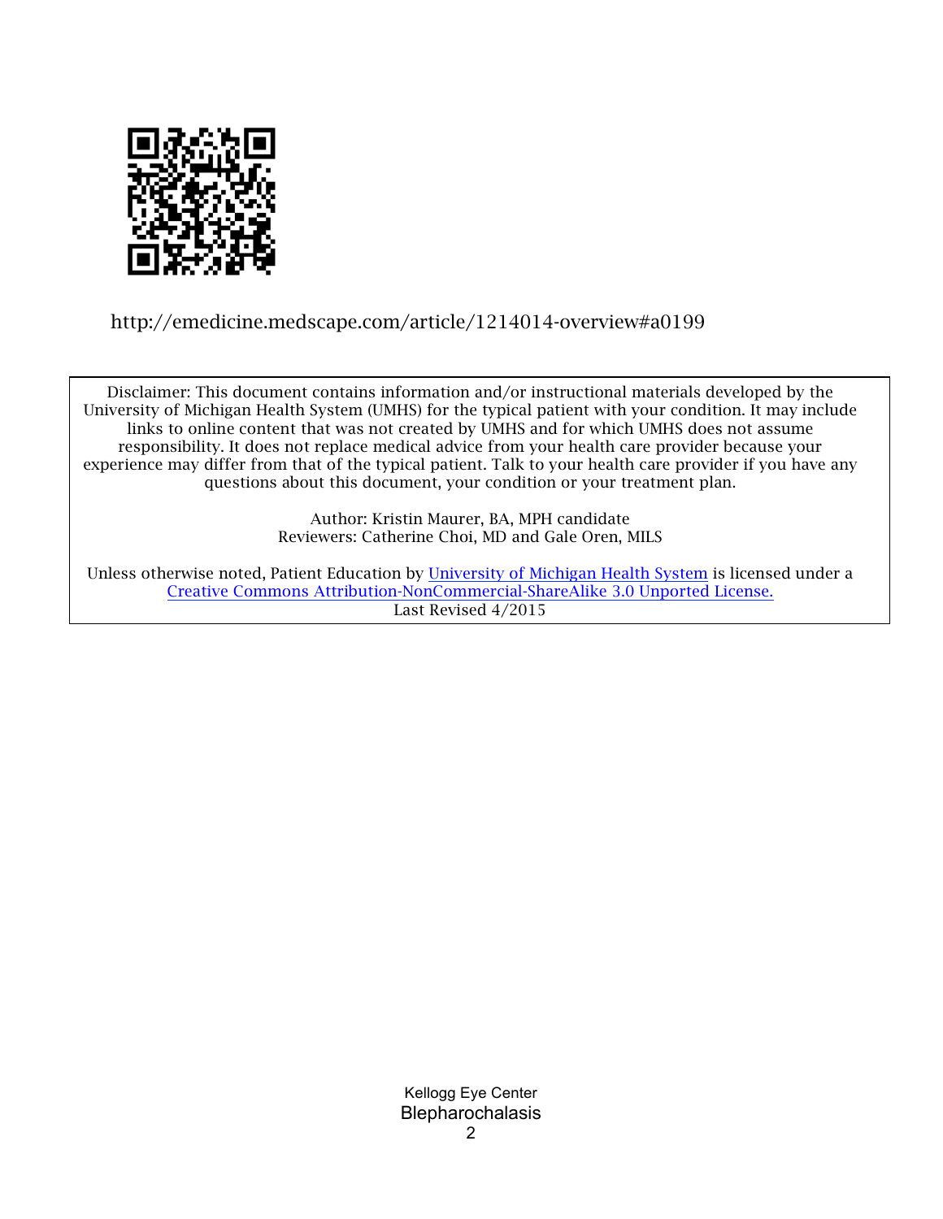http://emedicine.medscape.com/article/1214014-overview#a0199

Disclaimer: This document contains information and/or instructional materials developed by the University of Michigan Health System (UMHS) for the typical patient with your condition. It may include links to online content that was not created by UMHS and for which UMHS does not assume responsibility. It does not replace medical advice from your health care provider because your experience may differ from that of the typical patient. Talk to your health care provider if you have any questions about this document, your condition or your treatment plan.

Author: Kristin Maurer, BA, MPH candidate
Reviewers: Catherine Choi, MD and Gale Oren, MILS

Unless otherwise noted, Patient Education by [University of Michigan Health System](#) is licensed under a [Creative Commons Attribution-NonCommercial-ShareAlike 3.0 Unported License.](#)
Last Revised 4/2015